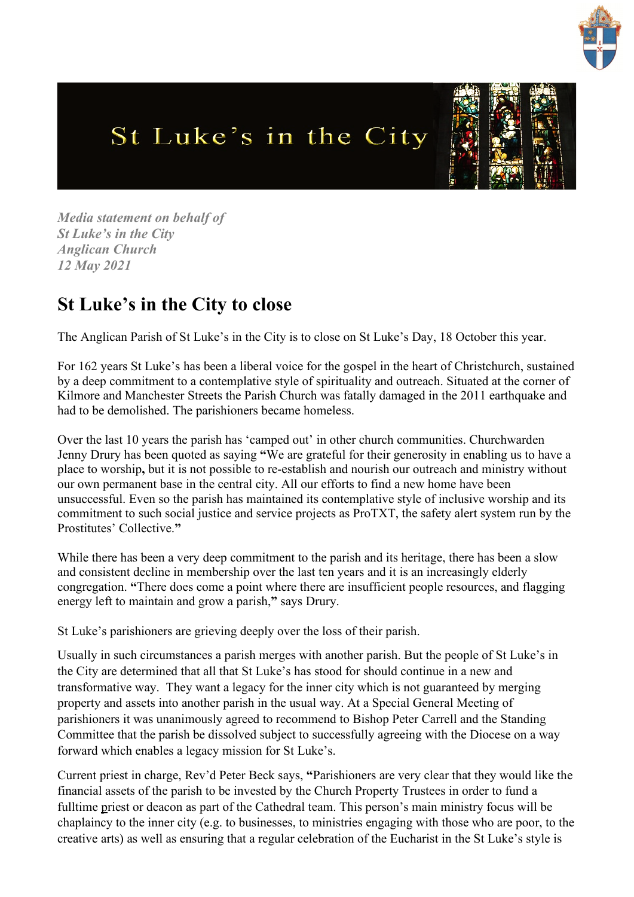St Luke's in the City

*Media statement on behalf of*
*St Luke's in the City*
*Anglican Church*
*12 May 2021*

# St Luke's in the City to close

The Anglican Parish of St Luke's in the City is to close on St Luke's Day, 18 October this year.

For 162 years St Luke's has been a liberal voice for the gospel in the heart of Christchurch, sustained by a deep commitment to a contemplative style of spirituality and outreach. Situated at the corner of Kilmore and Manchester Streets the Parish Church was fatally damaged in the 2011 earthquake and had to be demolished. The parishioners became homeless.

Over the last 10 years the parish has 'camped out' in other church communities. Churchwarden Jenny Drury has been quoted as saying **"**We are grateful for their generosity in enabling us to have a place to worship**,** but it is not possible to re-establish and nourish our outreach and ministry without our own permanent base in the central city. All our efforts to find a new home have been unsuccessful. Even so the parish has maintained its contemplative style of inclusive worship and its commitment to such social justice and service projects as ProTXT, the safety alert system run by the Prostitutes' Collective.**"**

While there has been a very deep commitment to the parish and its heritage, there has been a slow and consistent decline in membership over the last ten years and it is an increasingly elderly congregation. **"**There does come a point where there are insufficient people resources, and flagging energy left to maintain and grow a parish,**"** says Drury.

St Luke's parishioners are grieving deeply over the loss of their parish.

Usually in such circumstances a parish merges with another parish. But the people of St Luke's in the City are determined that all that St Luke's has stood for should continue in a new and transformative way. They want a legacy for the inner city which is not guaranteed by merging property and assets into another parish in the usual way. At a Special General Meeting of parishioners it was unanimously agreed to recommend to Bishop Peter Carrell and the Standing Committee that the parish be dissolved subject to successfully agreeing with the Diocese on a way forward which enables a legacy mission for St Luke's.

Current priest in charge, Rev'd Peter Beck says, **"**Parishioners are very clear that they would like the financial assets of the parish to be invested by the Church Property Trustees in order to fund a fulltime priest or deacon as part of the Cathedral team. This person's main ministry focus will be chaplaincy to the inner city (e.g. to businesses, to ministries engaging with those who are poor, to the creative arts) as well as ensuring that a regular celebration of the Eucharist in the St Luke's style is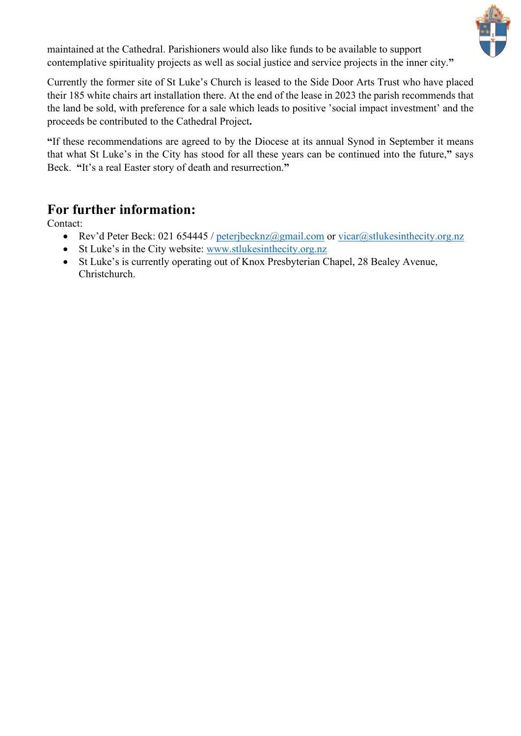maintained at the Cathedral. Parishioners would also like funds to be available to support contemplative spirituality projects as well as social justice and service projects in the inner city.**"**

Currently the former site of St Luke's Church is leased to the Side Door Arts Trust who have placed their 185 white chairs art installation there. At the end of the lease in 2023 the parish recommends that the land be sold, with preference for a sale which leads to positive 'social impact investment' and the proceeds be contributed to the Cathedral Project**.**

**"**If these recommendations are agreed to by the Diocese at its annual Synod in September it means that what St Luke's in the City has stood for all these years can be continued into the future,**"** says Beck. **"**It's a real Easter story of death and resurrection.**"**

## For further information:

Contact:

- Rev'd Peter Beck: 021 654445 / peterjbecknz@gmail.com or vicar@stlukesinthecity.org.nz
- St Luke's in the City website: www.stlukesinthecity.org.nz
- St Luke's is currently operating out of Knox Presbyterian Chapel, 28 Bealey Avenue, Christchurch.